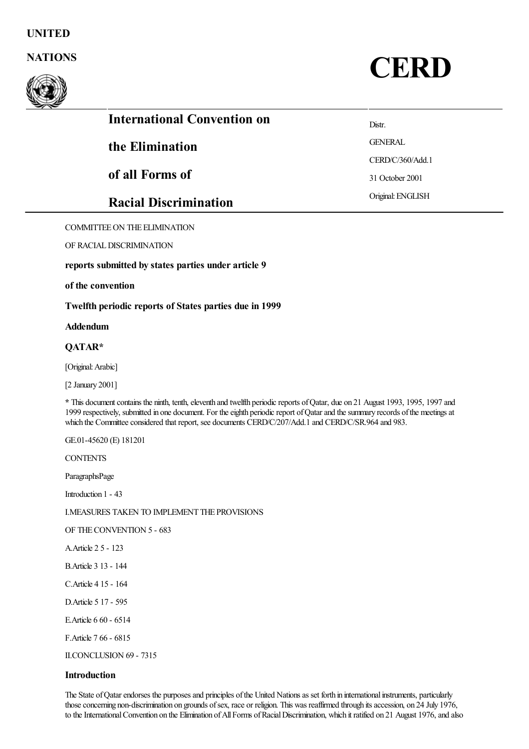UNITED

NATIONS

# CERD

## International Convention on the Elimination of all Forms of Racial Discrimination

Distr.

GENERAL

CERD/C/360/Add.1

31 October 2001

Original: ENGLISH

COMMITTEE ON THE ELIMINATION

OF RACIAL DISCRIMINATION

**reports submitted by states parties under article 9**

**of the convention**

**Twelfth periodic reports of States parties due in 1999**

**Addendum**

**QATAR***

[Original: Arabic]

[2 January 2001]

**\*** This document contains the ninth, tenth, eleventh and twelfth periodic reports of Qatar, due on 21 August 1993, 1995, 1997 and 1999 respectively, submitted in one document. For the eighth periodic report of Qatar and the summary records of the meetings at which the Committee considered that report, see documents CERD/C/207/Add.1 and CERD/C/SR.964 and 983.

GE.01-45620 (E) 181201

CONTENTS

| | Paragraphs | Page |
| --- | --- | --- |
| Introduction | 1 - 4 | 3 |
| I. MEASURES TAKEN TO IMPLEMENT THE PROVISIONS OF THE CONVENTION | 5 - 68 | 3 |
| A. Article 2 | 5 - 12 | 3 |
| B. Article 3 | 13 - 14 | 4 |
| C. Article 4 | 15 - 16 | 4 |
| D. Article 5 | 17 - 59 | 5 |
| E. Article 6 | 60 - 65 | 14 |
| F. Article 7 | 66 - 68 | 15 |
| II. CONCLUSION | 69 - 73 | 15 |

### Introduction

The State of Qatar endorses the purposes and principles of the United Nations as set forth in international instruments, particularly those concerning non-discrimination on grounds of sex, race or religion. This was reaffirmed through its accession, on 24 July 1976, to the International Convention on the Elimination of All Forms of Racial Discrimination, which it ratified on 21 August 1976, and also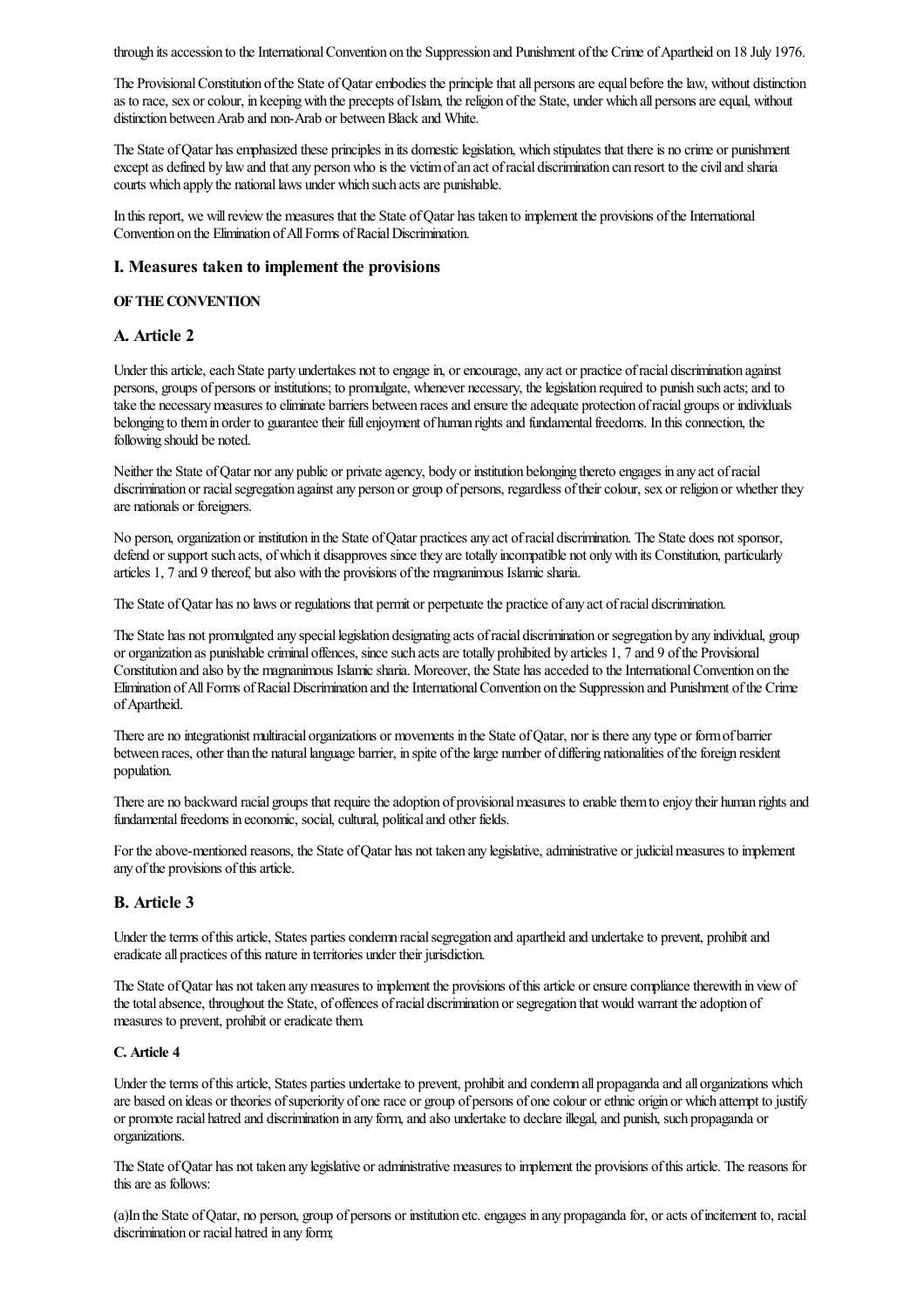through its accession to the International Convention on the Suppression and Punishment of the Crime of Apartheid on 18 July 1976.

The Provisional Constitution of the State of Qatar embodies the principle that all persons are equal before the law, without distinction as to race, sex or colour, in keeping with the precepts of Islam, the religion of the State, under which all persons are equal, without distinction between Arab and non-Arab or between Black and White.

The State of Qatar has emphasized these principles in its domestic legislation, which stipulates that there is no crime or punishment except as defined by law and that any person who is the victim of an act of racial discrimination can resort to the civil and sharia courts which apply the national laws under which such acts are punishable.

In this report, we will review the measures that the State of Qatar has taken to implement the provisions of the International Convention on the Elimination of All Forms of Racial Discrimination.

## I. Measures taken to implement the provisions

#### OF THE CONVENTION

## A. Article 2

Under this article, each State party undertakes not to engage in, or encourage, any act or practice of racial discrimination against persons, groups of persons or institutions; to promulgate, whenever necessary, the legislation required to punish such acts; and to take the necessary measures to eliminate barriers between races and ensure the adequate protection of racial groups or individuals belonging to them in order to guarantee their full enjoyment of human rights and fundamental freedoms. In this connection, the following should be noted.

Neither the State of Qatar nor any public or private agency, body or institution belonging thereto engages in any act of racial discrimination or racial segregation against any person or group of persons, regardless of their colour, sex or religion or whether they are nationals or foreigners.

No person, organization or institution in the State of Qatar practices any act of racial discrimination. The State does not sponsor, defend or support such acts, of which it disapproves since they are totally incompatible not only with its Constitution, particularly articles 1, 7 and 9 thereof, but also with the provisions of the magnanimous Islamic sharia.

The State of Qatar has no laws or regulations that permit or perpetuate the practice of any act of racial discrimination.

The State has not promulgated any special legislation designating acts of racial discrimination or segregation by any individual, group or organization as punishable criminal offences, since such acts are totally prohibited by articles 1, 7 and 9 of the Provisional Constitution and also by the magnanimous Islamic sharia. Moreover, the State has acceded to the International Convention on the Elimination of All Forms of Racial Discrimination and the International Convention on the Suppression and Punishment of the Crime of Apartheid.

There are no integrationist multiracial organizations or movements in the State of Qatar, nor is there any type or form of barrier between races, other than the natural language barrier, in spite of the large number of differing nationalities of the foreign resident population.

There are no backward racial groups that require the adoption of provisional measures to enable them to enjoy their human rights and fundamental freedoms in economic, social, cultural, political and other fields.

For the above-mentioned reasons, the State of Qatar has not taken any legislative, administrative or judicial measures to implement any of the provisions of this article.

## B. Article 3

Under the terms of this article, States parties condemn racial segregation and apartheid and undertake to prevent, prohibit and eradicate all practices of this nature in territories under their jurisdiction.

The State of Qatar has not taken any measures to implement the provisions of this article or ensure compliance therewith in view of the total absence, throughout the State, of offences of racial discrimination or segregation that would warrant the adoption of measures to prevent, prohibit or eradicate them.

#### C. Article 4

Under the terms of this article, States parties undertake to prevent, prohibit and condemn all propaganda and all organizations which are based on ideas or theories of superiority of one race or group of persons of one colour or ethnic origin or which attempt to justify or promote racial hatred and discrimination in any form, and also undertake to declare illegal, and punish, such propaganda or organizations.

The State of Qatar has not taken any legislative or administrative measures to implement the provisions of this article. The reasons for this are as follows:

(a) In the State of Qatar, no person, group of persons or institution etc. engages in any propaganda for, or acts of incitement to, racial discrimination or racial hatred in any form;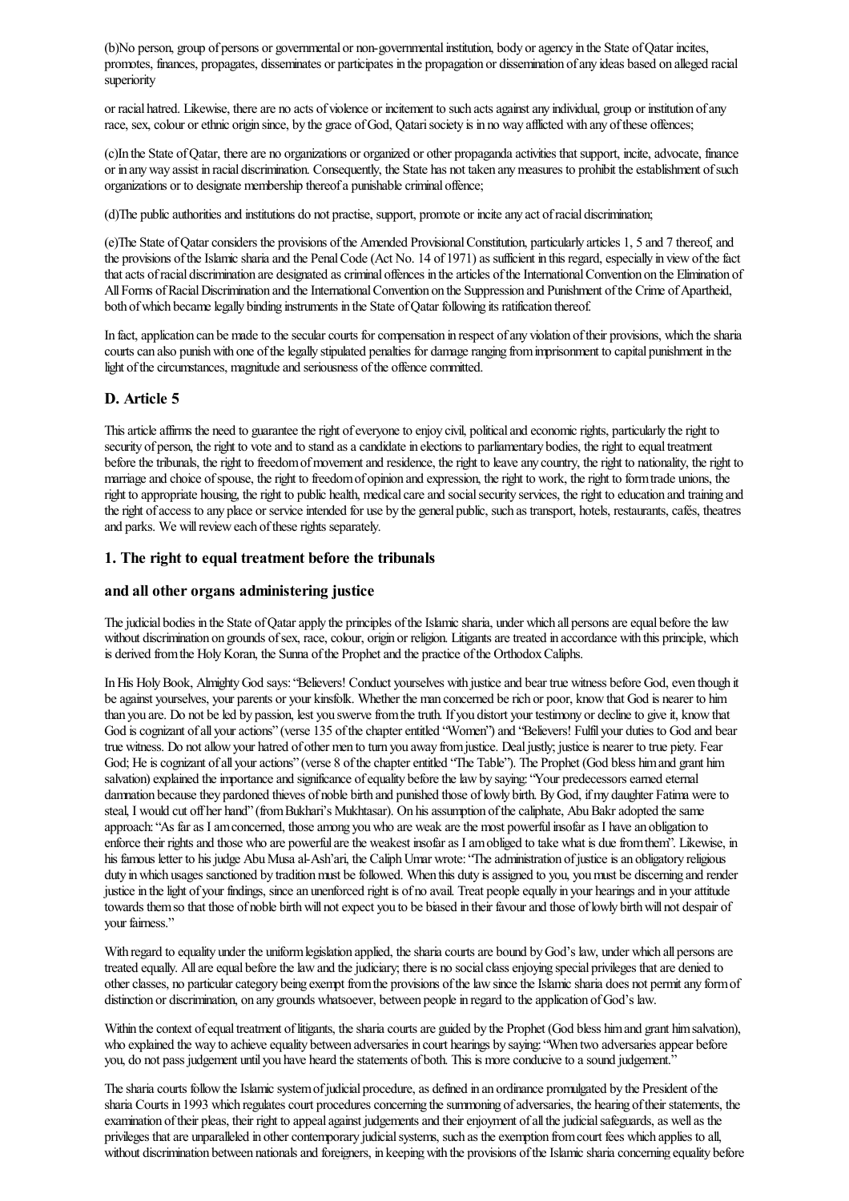(b)No person, group of persons or governmental or non-governmental institution, body or agency in the State of Qatar incites, promotes, finances, propagates, disseminates or participates in the propagation or dissemination of any ideas based on alleged racial superiority

or racial hatred. Likewise, there are no acts of violence or incitement to such acts against any individual, group or institution of any race, sex, colour or ethnic origin since, by the grace of God, Qatari society is in no way afflicted with any of these offences;

(c)In the State of Qatar, there are no organizations or organized or other propaganda activities that support, incite, advocate, finance or in any way assist in racial discrimination. Consequently, the State has not taken any measures to prohibit the establishment of such organizations or to designate membership thereof a punishable criminal offence;

(d)The public authorities and institutions do not practise, support, promote or incite any act of racial discrimination;

(e)The State of Qatar considers the provisions of the Amended Provisional Constitution, particularly articles 1, 5 and 7 thereof, and the provisions of the Islamic sharia and the Penal Code (Act No. 14 of 1971) as sufficient in this regard, especially in view of the fact that acts of racial discrimination are designated as criminal offences in the articles of the International Convention on the Elimination of All Forms of Racial Discrimination and the International Convention on the Suppression and Punishment of the Crime of Apartheid, both of which became legally binding instruments in the State of Qatar following its ratification thereof.

In fact, application can be made to the secular courts for compensation in respect of any violation of their provisions, which the sharia courts can also punish with one of the legally stipulated penalties for damage ranging from imprisonment to capital punishment in the light of the circumstances, magnitude and seriousness of the offence committed.

## D. Article 5

This article affirms the need to guarantee the right of everyone to enjoy civil, political and economic rights, particularly the right to security of person, the right to vote and to stand as a candidate in elections to parliamentary bodies, the right to equal treatment before the tribunals, the right to freedom of movement and residence, the right to leave any country, the right to nationality, the right to marriage and choice of spouse, the right to freedom of opinion and expression, the right to work, the right to form trade unions, the right to appropriate housing, the right to public health, medical care and social security services, the right to education and training and the right of access to any place or service intended for use by the general public, such as transport, hotels, restaurants, cafés, theatres and parks. We will review each of these rights separately.

### 1. The right to equal treatment before the tribunals

### and all other organs administering justice

The judicial bodies in the State of Qatar apply the principles of the Islamic sharia, under which all persons are equal before the law without discrimination on grounds of sex, race, colour, origin or religion. Litigants are treated in accordance with this principle, which is derived from the Holy Koran, the Sunna of the Prophet and the practice of the Orthodox Caliphs.

In His Holy Book, Almighty God says: "Believers! Conduct yourselves with justice and bear true witness before God, even though it be against yourselves, your parents or your kinsfolk. Whether the man concerned be rich or poor, know that God is nearer to him than you are. Do not be led by passion, lest you swerve from the truth. If you distort your testimony or decline to give it, know that God is cognizant of all your actions" (verse 135 of the chapter entitled "Women") and "Believers! Fulfil your duties to God and bear true witness. Do not allow your hatred of other men to turn you away from justice. Deal justly; justice is nearer to true piety. Fear God; He is cognizant of all your actions" (verse 8 of the chapter entitled "The Table"). The Prophet (God bless him and grant him salvation) explained the importance and significance of equality before the law by saying: "Your predecessors earned eternal damnation because they pardoned thieves of noble birth and punished those of lowly birth. By God, if my daughter Fatima were to steal, I would cut off her hand" (from Bukhari's Mukhtasar). On his assumption of the caliphate, Abu Bakr adopted the same approach: "As far as I am concerned, those among you who are weak are the most powerful insofar as I have an obligation to enforce their rights and those who are powerful are the weakest insofar as I am obliged to take what is due from them". Likewise, in his famous letter to his judge Abu Musa al-Ash'ari, the Caliph Umar wrote: "The administration of justice is an obligatory religious duty in which usages sanctioned by tradition must be followed. When this duty is assigned to you, you must be discerning and render justice in the light of your findings, since an unenforced right is of no avail. Treat people equally in your hearings and in your attitude towards them so that those of noble birth will not expect you to be biased in their favour and those of lowly birth will not despair of your fairness."

With regard to equality under the uniform legislation applied, the sharia courts are bound by God's law, under which all persons are treated equally. All are equal before the law and the judiciary; there is no social class enjoying special privileges that are denied to other classes, no particular category being exempt from the provisions of the law since the Islamic sharia does not permit any form of distinction or discrimination, on any grounds whatsoever, between people in regard to the application of God's law.

Within the context of equal treatment of litigants, the sharia courts are guided by the Prophet (God bless him and grant him salvation), who explained the way to achieve equality between adversaries in court hearings by saying: "When two adversaries appear before you, do not pass judgement until you have heard the statements of both. This is more conducive to a sound judgement."

The sharia courts follow the Islamic system of judicial procedure, as defined in an ordinance promulgated by the President of the sharia Courts in 1993 which regulates court procedures concerning the summoning of adversaries, the hearing of their statements, the examination of their pleas, their right to appeal against judgements and their enjoyment of all the judicial safeguards, as well as the privileges that are unparalleled in other contemporary judicial systems, such as the exemption from court fees which applies to all, without discrimination between nationals and foreigners, in keeping with the provisions of the Islamic sharia concerning equality before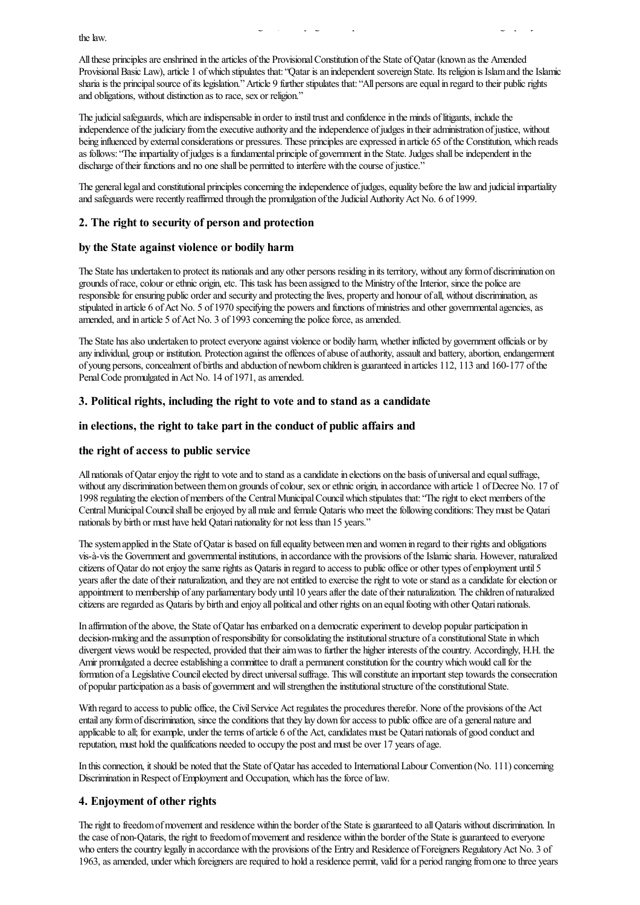the law.

All these principles are enshrined in the articles of the Provisional Constitution of the State of Qatar (known as the Amended Provisional Basic Law), article 1 of which stipulates that: "Qatar is an independent sovereign State. Its religion is Islam and the Islamic sharia is the principal source of its legislation." Article 9 further stipulates that: "All persons are equal in regard to their public rights and obligations, without distinction as to race, sex or religion."

The judicial safeguards, which are indispensable in order to instil trust and confidence in the minds of litigants, include the independence of the judiciary from the executive authority and the independence of judges in their administration of justice, without being influenced by external considerations or pressures. These principles are expressed in article 65 of the Constitution, which reads as follows: "The impartiality of judges is a fundamental principle of government in the State. Judges shall be independent in the discharge of their functions and no one shall be permitted to interfere with the course of justice."

The general legal and constitutional principles concerning the independence of judges, equality before the law and judicial impartiality and safeguards were recently reaffirmed through the promulgation of the Judicial Authority Act No. 6 of 1999.

## 2. The right to security of person and protection

## by the State against violence or bodily harm

The State has undertaken to protect its nationals and any other persons residing in its territory, without any form of discrimination on grounds of race, colour or ethnic origin, etc. This task has been assigned to the Ministry of the Interior, since the police are responsible for ensuring public order and security and protecting the lives, property and honour of all, without discrimination, as stipulated in article 6 of Act No. 5 of 1970 specifying the powers and functions of ministries and other governmental agencies, as amended, and in article 5 of Act No. 3 of 1993 concerning the police force, as amended.

The State has also undertaken to protect everyone against violence or bodily harm, whether inflicted by government officials or by any individual, group or institution. Protection against the offences of abuse of authority, assault and battery, abortion, endangerment of young persons, concealment of births and abduction of newborn children is guaranteed in articles 112, 113 and 160-177 of the Penal Code promulgated in Act No. 14 of 1971, as amended.

## 3. Political rights, including the right to vote and to stand as a candidate

## in elections, the right to take part in the conduct of public affairs and

## the right of access to public service

All nationals of Qatar enjoy the right to vote and to stand as a candidate in elections on the basis of universal and equal suffrage, without any discrimination between them on grounds of colour, sex or ethnic origin, in accordance with article 1 of Decree No. 17 of 1998 regulating the election of members of the Central Municipal Council which stipulates that: "The right to elect members of the Central Municipal Council shall be enjoyed by all male and female Qataris who meet the following conditions: They must be Qatari nationals by birth or must have held Qatari nationality for not less than 15 years."

The system applied in the State of Qatar is based on full equality between men and women in regard to their rights and obligations vis-à-vis the Government and governmental institutions, in accordance with the provisions of the Islamic sharia. However, naturalized citizens of Qatar do not enjoy the same rights as Qataris in regard to access to public office or other types of employment until 5 years after the date of their naturalization, and they are not entitled to exercise the right to vote or stand as a candidate for election or appointment to membership of any parliamentary body until 10 years after the date of their naturalization. The children of naturalized citizens are regarded as Qataris by birth and enjoy all political and other rights on an equal footing with other Qatari nationals.

In affirmation of the above, the State of Qatar has embarked on a democratic experiment to develop popular participation in decision-making and the assumption of responsibility for consolidating the institutional structure of a constitutional State in which divergent views would be respected, provided that their aim was to further the higher interests of the country. Accordingly, H.H. the Amir promulgated a decree establishing a committee to draft a permanent constitution for the country which would call for the formation of a Legislative Council elected by direct universal suffrage. This will constitute an important step towards the consecration of popular participation as a basis of government and will strengthen the institutional structure of the constitutional State.

With regard to access to public office, the Civil Service Act regulates the procedures therefor. None of the provisions of the Act entail any form of discrimination, since the conditions that they lay down for access to public office are of a general nature and applicable to all; for example, under the terms of article 6 of the Act, candidates must be Qatari nationals of good conduct and reputation, must hold the qualifications needed to occupy the post and must be over 17 years of age.

In this connection, it should be noted that the State of Qatar has acceded to International Labour Convention (No. 111) concerning Discrimination in Respect of Employment and Occupation, which has the force of law.

## 4. Enjoyment of other rights

The right to freedom of movement and residence within the border of the State is guaranteed to all Qataris without discrimination. In the case of non-Qataris, the right to freedom of movement and residence within the border of the State is guaranteed to everyone who enters the country legally in accordance with the provisions of the Entry and Residence of Foreigners Regulatory Act No. 3 of 1963, as amended, under which foreigners are required to hold a residence permit, valid for a period ranging from one to three years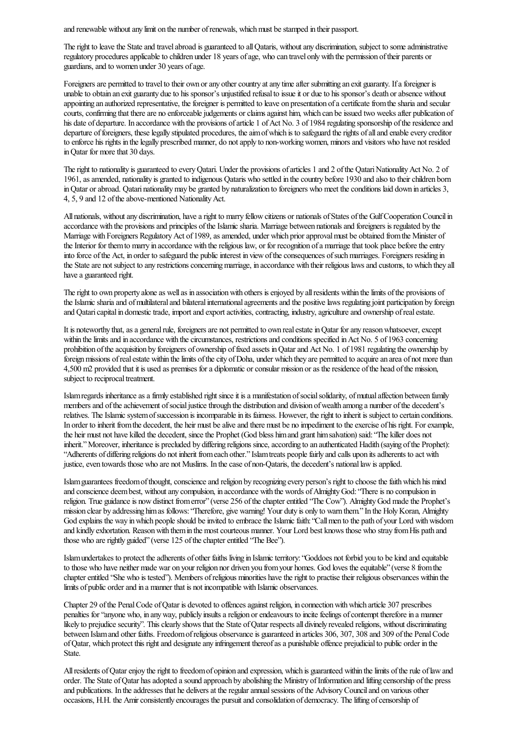and renewable without any limit on the number of renewals, which must be stamped in their passport.

The right to leave the State and travel abroad is guaranteed to all Qataris, without any discrimination, subject to some administrative regulatory procedures applicable to children under 18 years of age, who can travel only with the permission of their parents or guardians, and to women under 30 years of age.

Foreigners are permitted to travel to their own or any other country at any time after submitting an exit guaranty. If a foreigner is unable to obtain an exit guaranty due to his sponsor's unjustified refusal to issue it or due to his sponsor's death or absence without appointing an authorized representative, the foreigner is permitted to leave on presentation of a certificate from the sharia and secular courts, confirming that there are no enforceable judgements or claims against him, which can be issued two weeks after publication of his date of departure. In accordance with the provisions of article 1 of Act No. 3 of 1984 regulating sponsorship of the residence and departure of foreigners, these legally stipulated procedures, the aim of which is to safeguard the rights of all and enable every creditor to enforce his rights in the legally prescribed manner, do not apply to non-working women, minors and visitors who have not resided in Qatar for more that 30 days.

The right to nationality is guaranteed to every Qatari. Under the provisions of articles 1 and 2 of the Qatari Nationality Act No. 2 of 1961, as amended, nationality is granted to indigenous Qataris who settled in the country before 1930 and also to their children born in Qatar or abroad. Qatari nationality may be granted by naturalization to foreigners who meet the conditions laid down in articles 3, 4, 5, 9 and 12 of the above-mentioned Nationality Act.

All nationals, without any discrimination, have a right to marry fellow citizens or nationals of States of the Gulf Cooperation Council in accordance with the provisions and principles of the Islamic sharia. Marriage between nationals and foreigners is regulated by the Marriage with Foreigners Regulatory Act of 1989, as amended, under which prior approval must be obtained from the Minister of the Interior for them to marry in accordance with the religious law, or for recognition of a marriage that took place before the entry into force of the Act, in order to safeguard the public interest in view of the consequences of such marriages. Foreigners residing in the State are not subject to any restrictions concerning marriage, in accordance with their religious laws and customs, to which they all have a guaranteed right.

The right to own property alone as well as in association with others is enjoyed by all residents within the limits of the provisions of the Islamic sharia and of multilateral and bilateral international agreements and the positive laws regulating joint participation by foreign and Qatari capital in domestic trade, import and export activities, contracting, industry, agriculture and ownership of real estate.

It is noteworthy that, as a general rule, foreigners are not permitted to own real estate in Qatar for any reason whatsoever, except within the limits and in accordance with the circumstances, restrictions and conditions specified in Act No. 5 of 1963 concerning prohibition of the acquisition by foreigners of ownership of fixed assets in Qatar and Act No. 1 of 1981 regulating the ownership by foreign missions of real estate within the limits of the city of Doha, under which they are permitted to acquire an area of not more than 4,500 m2 provided that it is used as premises for a diplomatic or consular mission or as the residence of the head of the mission, subject to reciprocal treatment.

Islam regards inheritance as a firmly established right since it is a manifestation of social solidarity, of mutual affection between family members and of the achievement of social justice through the distribution and division of wealth among a number of the decedent's relatives. The Islamic system of succession is incomparable in its fairness. However, the right to inherit is subject to certain conditions. In order to inherit from the decedent, the heir must be alive and there must be no impediment to the exercise of his right. For example, the heir must not have killed the decedent, since the Prophet (God bless him and grant him salvation) said: "The killer does not inherit." Moreover, inheritance is precluded by differing religions since, according to an authenticated Hadith (saying of the Prophet): "Adherents of differing religions do not inherit from each other." Islam treats people fairly and calls upon its adherents to act with justice, even towards those who are not Muslims. In the case of non-Qataris, the decedent's national law is applied.

Islam guarantees freedom of thought, conscience and religion by recognizing every person's right to choose the faith which his mind and conscience deem best, without any compulsion, in accordance with the words of Almighty God: "There is no compulsion in religion. True guidance is now distinct from error" (verse 256 of the chapter entitled "The Cow"). Almighty God made the Prophet's mission clear by addressing him as follows: "Therefore, give warning! Your duty is only to warn them." In the Holy Koran, Almighty God explains the way in which people should be invited to embrace the Islamic faith: "Call men to the path of your Lord with wisdom and kindly exhortation. Reason with them in the most courteous manner. Your Lord best knows those who stray from His path and those who are rightly guided" (verse 125 of the chapter entitled "The Bee").

Islam undertakes to protect the adherents of other faiths living in Islamic territory: "God does not forbid you to be kind and equitable to those who have neither made war on your religion nor driven you from your homes. God loves the equitable" (verse 8 from the chapter entitled "She who is tested"). Members of religious minorities have the right to practise their religious observances within the limits of public order and in a manner that is not incompatible with Islamic observances.

Chapter 29 of the Penal Code of Qatar is devoted to offences against religion, in connection with which article 307 prescribes penalties for "anyone who, in any way, publicly insults a religion or endeavours to incite feelings of contempt therefore in a manner likely to prejudice security". This clearly shows that the State of Qatar respects all divinely revealed religions, without discriminating between Islam and other faiths. Freedom of religious observance is guaranteed in articles 306, 307, 308 and 309 of the Penal Code of Qatar, which protect this right and designate any infringement thereof as a punishable offence prejudicial to public order in the State.

All residents of Qatar enjoy the right to freedom of opinion and expression, which is guaranteed within the limits of the rule of law and order. The State of Qatar has adopted a sound approach by abolishing the Ministry of Information and lifting censorship of the press and publications. In the addresses that he delivers at the regular annual sessions of the Advisory Council and on various other occasions, H.H. the Amir consistently encourages the pursuit and consolidation of democracy. The lifting of censorship of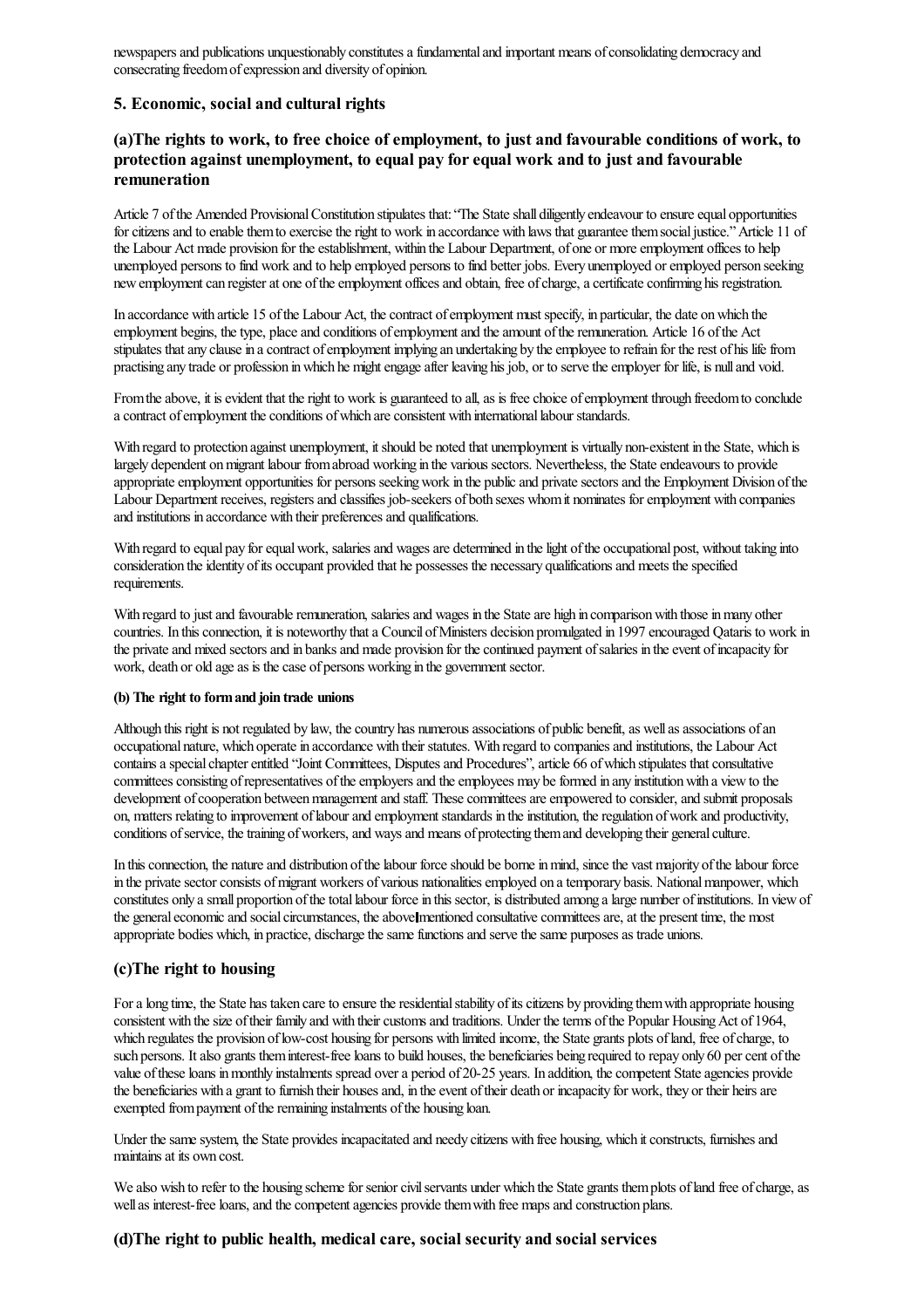newspapers and publications unquestionably constitutes a fundamental and important means of consolidating democracy and consecrating freedom of expression and diversity of opinion.

## 5. Economic, social and cultural rights

### (a)The rights to work, to free choice of employment, to just and favourable conditions of work, to protection against unemployment, to equal pay for equal work and to just and favourable remuneration

Article 7 of the Amended Provisional Constitution stipulates that: "The State shall diligently endeavour to ensure equal opportunities for citizens and to enable them to exercise the right to work in accordance with laws that guarantee them social justice." Article 11 of the Labour Act made provision for the establishment, within the Labour Department, of one or more employment offices to help unemployed persons to find work and to help employed persons to find better jobs. Every unemployed or employed person seeking new employment can register at one of the employment offices and obtain, free of charge, a certificate confirming his registration.

In accordance with article 15 of the Labour Act, the contract of employment must specify, in particular, the date on which the employment begins, the type, place and conditions of employment and the amount of the remuneration. Article 16 of the Act stipulates that any clause in a contract of employment implying an undertaking by the employee to refrain for the rest of his life from practising any trade or profession in which he might engage after leaving his job, or to serve the employer for life, is null and void.

From the above, it is evident that the right to work is guaranteed to all, as is free choice of employment through freedom to conclude a contract of employment the conditions of which are consistent with international labour standards.

With regard to protection against unemployment, it should be noted that unemployment is virtually non-existent in the State, which is largely dependent on migrant labour from abroad working in the various sectors. Nevertheless, the State endeavours to provide appropriate employment opportunities for persons seeking work in the public and private sectors and the Employment Division of the Labour Department receives, registers and classifies job-seekers of both sexes whom it nominates for employment with companies and institutions in accordance with their preferences and qualifications.

With regard to equal pay for equal work, salaries and wages are determined in the light of the occupational post, without taking into consideration the identity of its occupant provided that he possesses the necessary qualifications and meets the specified requirements.

With regard to just and favourable remuneration, salaries and wages in the State are high in comparison with those in many other countries. In this connection, it is noteworthy that a Council of Ministers decision promulgated in 1997 encouraged Qataris to work in the private and mixed sectors and in banks and made provision for the continued payment of salaries in the event of incapacity for work, death or old age as is the case of persons working in the government sector.

#### (b) The right to form and join trade unions

Although this right is not regulated by law, the country has numerous associations of public benefit, as well as associations of an occupational nature, which operate in accordance with their statutes. With regard to companies and institutions, the Labour Act contains a special chapter entitled "Joint Committees, Disputes and Procedures", article 66 of which stipulates that consultative committees consisting of representatives of the employers and the employees may be formed in any institution with a view to the development of cooperation between management and staff. These committees are empowered to consider, and submit proposals on, matters relating to improvement of labour and employment standards in the institution, the regulation of work and productivity, conditions of service, the training of workers, and ways and means of protecting them and developing their general culture.

In this connection, the nature and distribution of the labour force should be borne in mind, since the vast majority of the labour force in the private sector consists of migrant workers of various nationalities employed on a temporary basis. National manpower, which constitutes only a small proportion of the total labour force in this sector, is distributed among a large number of institutions. In view of the general economic and social circumstances, the above-mentioned consultative committees are, at the present time, the most appropriate bodies which, in practice, discharge the same functions and serve the same purposes as trade unions.

### (c)The right to housing

For a long time, the State has taken care to ensure the residential stability of its citizens by providing them with appropriate housing consistent with the size of their family and with their customs and traditions. Under the terms of the Popular Housing Act of 1964, which regulates the provision of low-cost housing for persons with limited income, the State grants plots of land, free of charge, to such persons. It also grants them interest-free loans to build houses, the beneficiaries being required to repay only 60 per cent of the value of these loans in monthly instalments spread over a period of 20-25 years. In addition, the competent State agencies provide the beneficiaries with a grant to furnish their houses and, in the event of their death or incapacity for work, they or their heirs are exempted from payment of the remaining instalments of the housing loan.

Under the same system, the State provides incapacitated and needy citizens with free housing, which it constructs, furnishes and maintains at its own cost.

We also wish to refer to the housing scheme for senior civil servants under which the State grants them plots of land free of charge, as well as interest-free loans, and the competent agencies provide them with free maps and construction plans.

### (d)The right to public health, medical care, social security and social services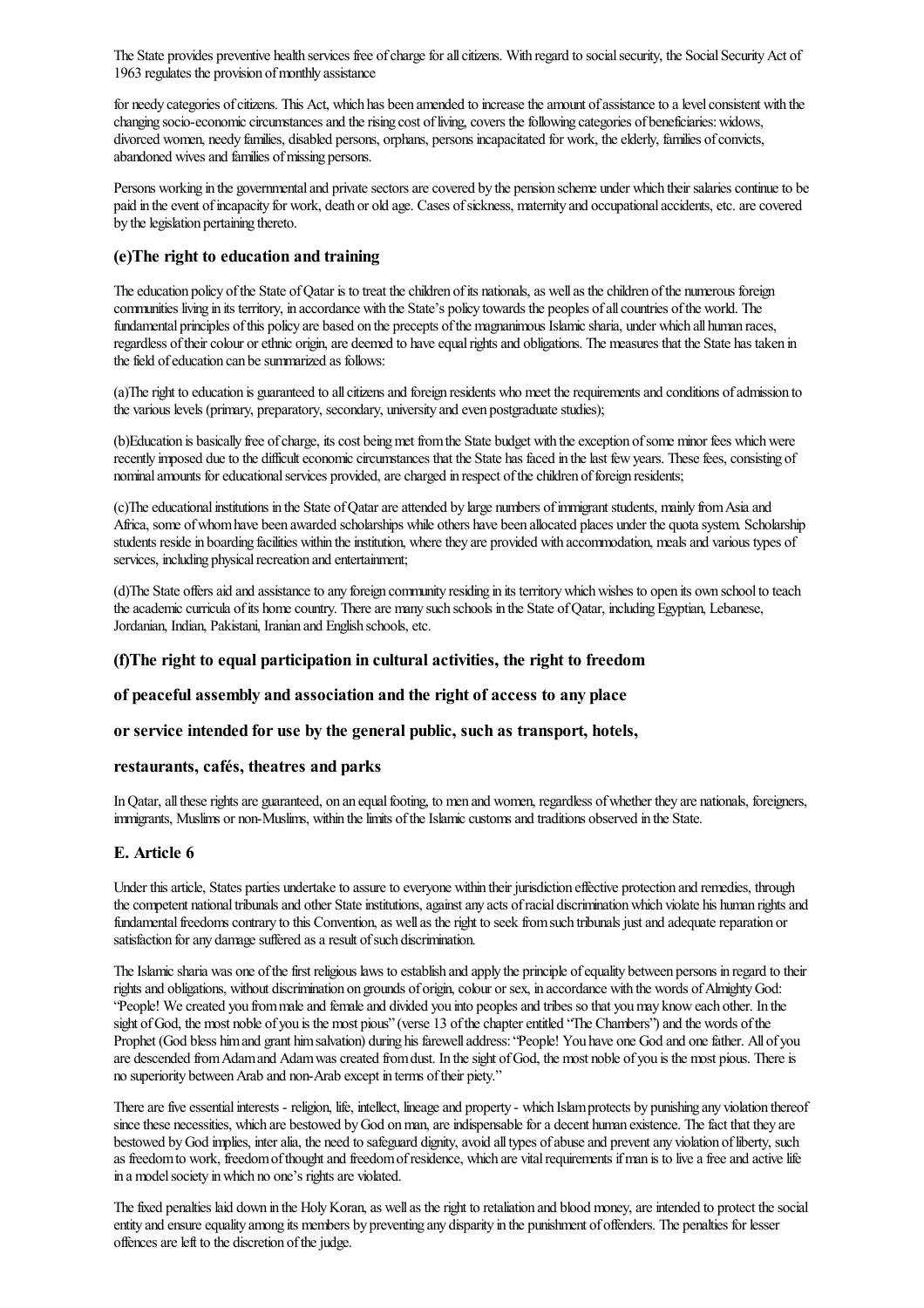The State provides preventive health services free of charge for all citizens. With regard to social security, the Social Security Act of 1963 regulates the provision of monthly assistance

for needy categories of citizens. This Act, which has been amended to increase the amount of assistance to a level consistent with the changing socio-economic circumstances and the rising cost of living, covers the following categories of beneficiaries: widows, divorced women, needy families, disabled persons, orphans, persons incapacitated for work, the elderly, families of convicts, abandoned wives and families of missing persons.

Persons working in the governmental and private sectors are covered by the pension scheme under which their salaries continue to be paid in the event of incapacity for work, death or old age. Cases of sickness, maternity and occupational accidents, etc. are covered by the legislation pertaining thereto.

### (e)The right to education and training

The education policy of the State of Qatar is to treat the children of its nationals, as well as the children of the numerous foreign communities living in its territory, in accordance with the State's policy towards the peoples of all countries of the world. The fundamental principles of this policy are based on the precepts of the magnanimous Islamic sharia, under which all human races, regardless of their colour or ethnic origin, are deemed to have equal rights and obligations. The measures that the State has taken in the field of education can be summarized as follows:

(a)The right to education is guaranteed to all citizens and foreign residents who meet the requirements and conditions of admission to the various levels (primary, preparatory, secondary, university and even postgraduate studies);

(b)Education is basically free of charge, its cost being met from the State budget with the exception of some minor fees which were recently imposed due to the difficult economic circumstances that the State has faced in the last few years. These fees, consisting of nominal amounts for educational services provided, are charged in respect of the children of foreign residents;

(c)The educational institutions in the State of Qatar are attended by large numbers of immigrant students, mainly from Asia and Africa, some of whom have been awarded scholarships while others have been allocated places under the quota system. Scholarship students reside in boarding facilities within the institution, where they are provided with accommodation, meals and various types of services, including physical recreation and entertainment;

(d)The State offers aid and assistance to any foreign community residing in its territory which wishes to open its own school to teach the academic curricula of its home country. There are many such schools in the State of Qatar, including Egyptian, Lebanese, Jordanian, Indian, Pakistani, Iranian and English schools, etc.

### (f)The right to equal participation in cultural activities, the right to freedom of peaceful assembly and association and the right of access to any place or service intended for use by the general public, such as transport, hotels, restaurants, cafés, theatres and parks

In Qatar, all these rights are guaranteed, on an equal footing, to men and women, regardless of whether they are nationals, foreigners, immigrants, Muslims or non-Muslims, within the limits of the Islamic customs and traditions observed in the State.

## E. Article 6

Under this article, States parties undertake to assure to everyone within their jurisdiction effective protection and remedies, through the competent national tribunals and other State institutions, against any acts of racial discrimination which violate his human rights and fundamental freedoms contrary to this Convention, as well as the right to seek from such tribunals just and adequate reparation or satisfaction for any damage suffered as a result of such discrimination.

The Islamic sharia was one of the first religious laws to establish and apply the principle of equality between persons in regard to their rights and obligations, without discrimination on grounds of origin, colour or sex, in accordance with the words of Almighty God: "People! We created you from male and female and divided you into peoples and tribes so that you may know each other. In the sight of God, the most noble of you is the most pious" (verse 13 of the chapter entitled "The Chambers") and the words of the Prophet (God bless him and grant him salvation) during his farewell address: "People! You have one God and one father. All of you are descended from Adam and Adam was created from dust. In the sight of God, the most noble of you is the most pious. There is no superiority between Arab and non-Arab except in terms of their piety."

There are five essential interests - religion, life, intellect, lineage and property - which Islam protects by punishing any violation thereof since these necessities, which are bestowed by God on man, are indispensable for a decent human existence. The fact that they are bestowed by God implies, inter alia, the need to safeguard dignity, avoid all types of abuse and prevent any violation of liberty, such as freedom to work, freedom of thought and freedom of residence, which are vital requirements if man is to live a free and active life in a model society in which no one's rights are violated.

The fixed penalties laid down in the Holy Koran, as well as the right to retaliation and blood money, are intended to protect the social entity and ensure equality among its members by preventing any disparity in the punishment of offenders. The penalties for lesser offences are left to the discretion of the judge.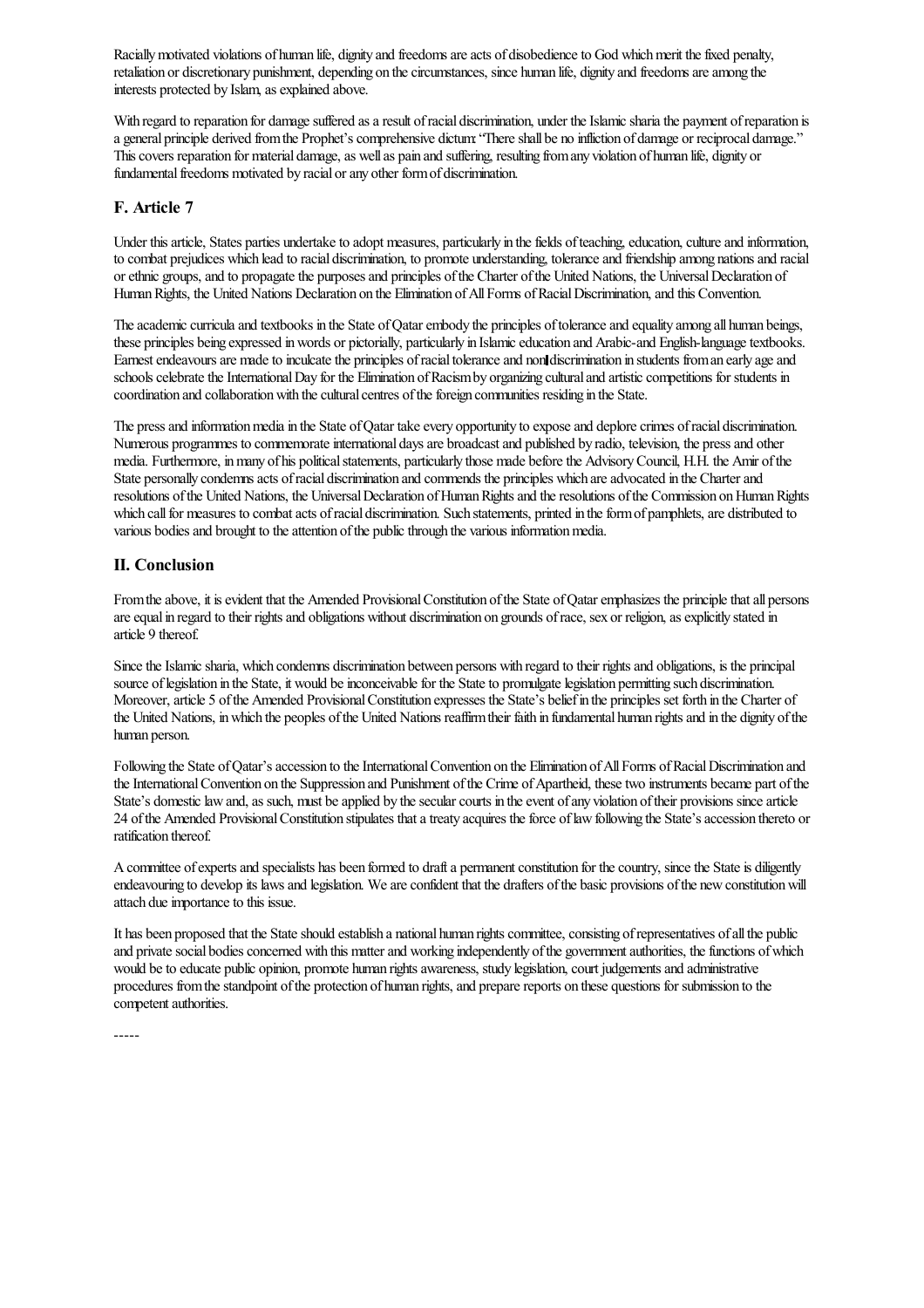Racially motivated violations of human life, dignity and freedoms are acts of disobedience to God which merit the fixed penalty, retaliation or discretionary punishment, depending on the circumstances, since human life, dignity and freedoms are among the interests protected by Islam, as explained above.

With regard to reparation for damage suffered as a result of racial discrimination, under the Islamic sharia the payment of reparation is a general principle derived from the Prophet's comprehensive dictum: "There shall be no infliction of damage or reciprocal damage." This covers reparation for material damage, as well as pain and suffering, resulting from any violation of human life, dignity or fundamental freedoms motivated by racial or any other form of discrimination.

## F. Article 7

Under this article, States parties undertake to adopt measures, particularly in the fields of teaching, education, culture and information, to combat prejudices which lead to racial discrimination, to promote understanding, tolerance and friendship among nations and racial or ethnic groups, and to propagate the purposes and principles of the Charter of the United Nations, the Universal Declaration of Human Rights, the United Nations Declaration on the Elimination of All Forms of Racial Discrimination, and this Convention.

The academic curricula and textbooks in the State of Qatar embody the principles of tolerance and equality among all human beings, these principles being expressed in words or pictorially, particularly in Islamic education and Arabic-and English-language textbooks. Earnest endeavours are made to inculcate the principles of racial tolerance and non-discrimination in students from an early age and schools celebrate the International Day for the Elimination of Racism by organizing cultural and artistic competitions for students in coordination and collaboration with the cultural centres of the foreign communities residing in the State.

The press and information media in the State of Qatar take every opportunity to expose and deplore crimes of racial discrimination. Numerous programmes to commemorate international days are broadcast and published by radio, television, the press and other media. Furthermore, in many of his political statements, particularly those made before the Advisory Council, H.H. the Amir of the State personally condemns acts of racial discrimination and commends the principles which are advocated in the Charter and resolutions of the United Nations, the Universal Declaration of Human Rights and the resolutions of the Commission on Human Rights which call for measures to combat acts of racial discrimination. Such statements, printed in the form of pamphlets, are distributed to various bodies and brought to the attention of the public through the various information media.

## II. Conclusion

From the above, it is evident that the Amended Provisional Constitution of the State of Qatar emphasizes the principle that all persons are equal in regard to their rights and obligations without discrimination on grounds of race, sex or religion, as explicitly stated in article 9 thereof.

Since the Islamic sharia, which condemns discrimination between persons with regard to their rights and obligations, is the principal source of legislation in the State, it would be inconceivable for the State to promulgate legislation permitting such discrimination. Moreover, article 5 of the Amended Provisional Constitution expresses the State's belief in the principles set forth in the Charter of the United Nations, in which the peoples of the United Nations reaffirm their faith in fundamental human rights and in the dignity of the human person.

Following the State of Qatar's accession to the International Convention on the Elimination of All Forms of Racial Discrimination and the International Convention on the Suppression and Punishment of the Crime of Apartheid, these two instruments became part of the State's domestic law and, as such, must be applied by the secular courts in the event of any violation of their provisions since article 24 of the Amended Provisional Constitution stipulates that a treaty acquires the force of law following the State's accession thereto or ratification thereof.

A committee of experts and specialists has been formed to draft a permanent constitution for the country, since the State is diligently endeavouring to develop its laws and legislation. We are confident that the drafters of the basic provisions of the new constitution will attach due importance to this issue.

It has been proposed that the State should establish a national human rights committee, consisting of representatives of all the public and private social bodies concerned with this matter and working independently of the government authorities, the functions of which would be to educate public opinion, promote human rights awareness, study legislation, court judgements and administrative procedures from the standpoint of the protection of human rights, and prepare reports on these questions for submission to the competent authorities.

-----